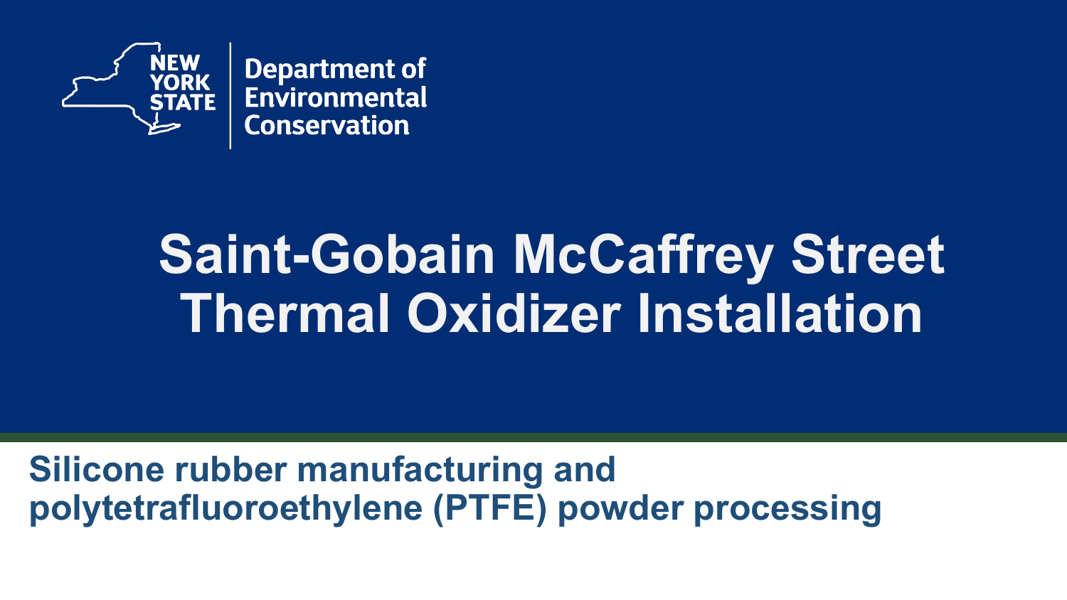New York State Department of Environmental Conservation

# Saint-Gobain McCaffrey Street Thermal Oxidizer Installation

## Silicone rubber manufacturing and polytetrafluoroethylene (PTFE) powder processing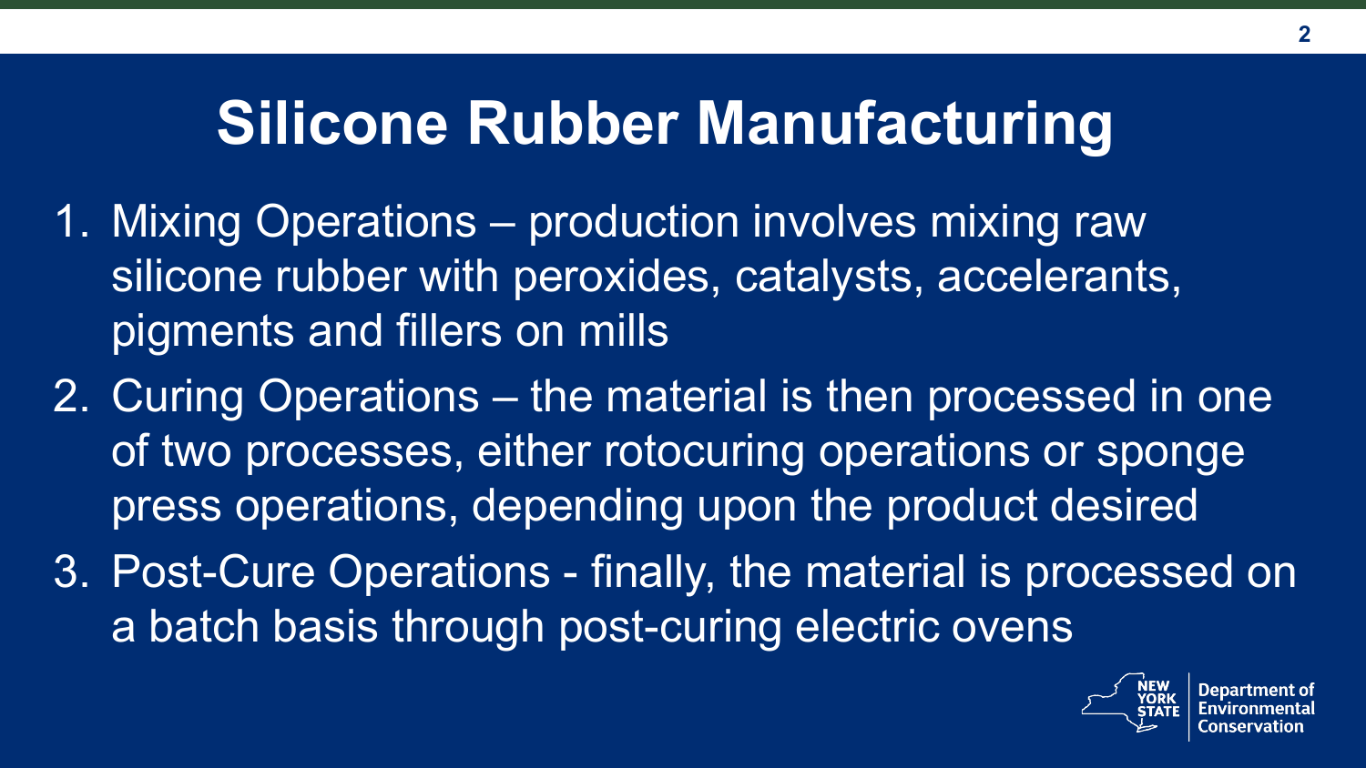# Silicone Rubber Manufacturing

1. Mixing Operations – production involves mixing raw silicone rubber with peroxides, catalysts, accelerants, pigments and fillers on mills
2. Curing Operations – the material is then processed in one of two processes, either rotocuring operations or sponge press operations, depending upon the product desired
3. Post-Cure Operations - finally, the material is processed on a batch basis through post-curing electric ovens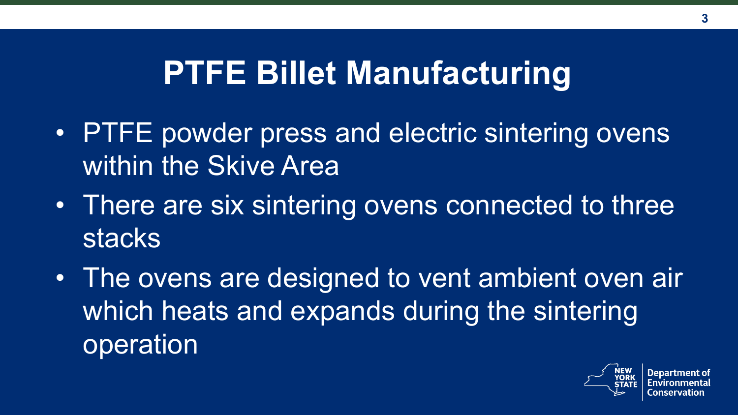# PTFE Billet Manufacturing

- PTFE powder press and electric sintering ovens within the Skive Area
- There are six sintering ovens connected to three stacks
- The ovens are designed to vent ambient oven air which heats and expands during the sintering operation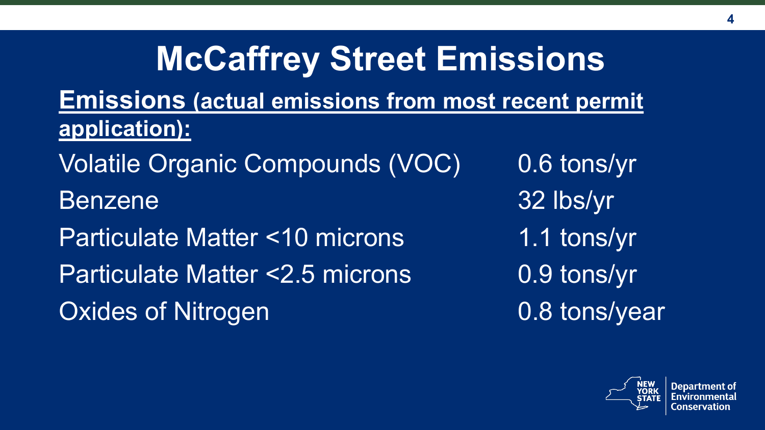# McCaffrey Street Emissions

**<u>Emissions (actual emissions from most recent permit application):</u>**

| | |
|---|---|
| Volatile Organic Compounds (VOC) | 0.6 tons/yr |
| Benzene | 32 lbs/yr |
| Particulate Matter <10 microns | 1.1 tons/yr |
| Particulate Matter <2.5 microns | 0.9 tons/yr |
| Oxides of Nitrogen | 0.8 tons/year |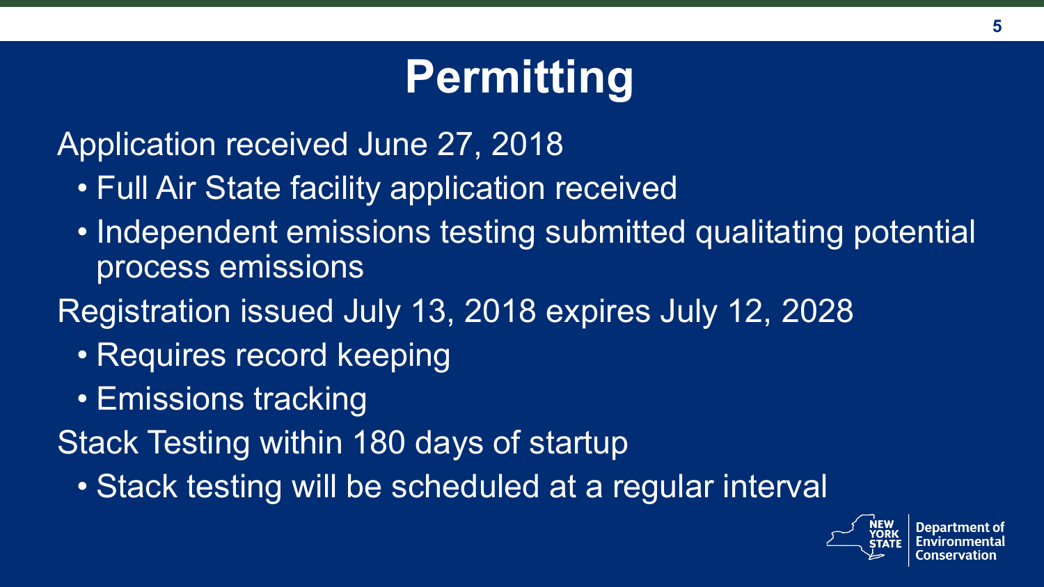# Permitting

Application received June 27, 2018

- Full Air State facility application received
- Independent emissions testing submitted qualitating potential process emissions

Registration issued July 13, 2018 expires July 12, 2028

- Requires record keeping
- Emissions tracking

Stack Testing within 180 days of startup

- Stack testing will be scheduled at a regular interval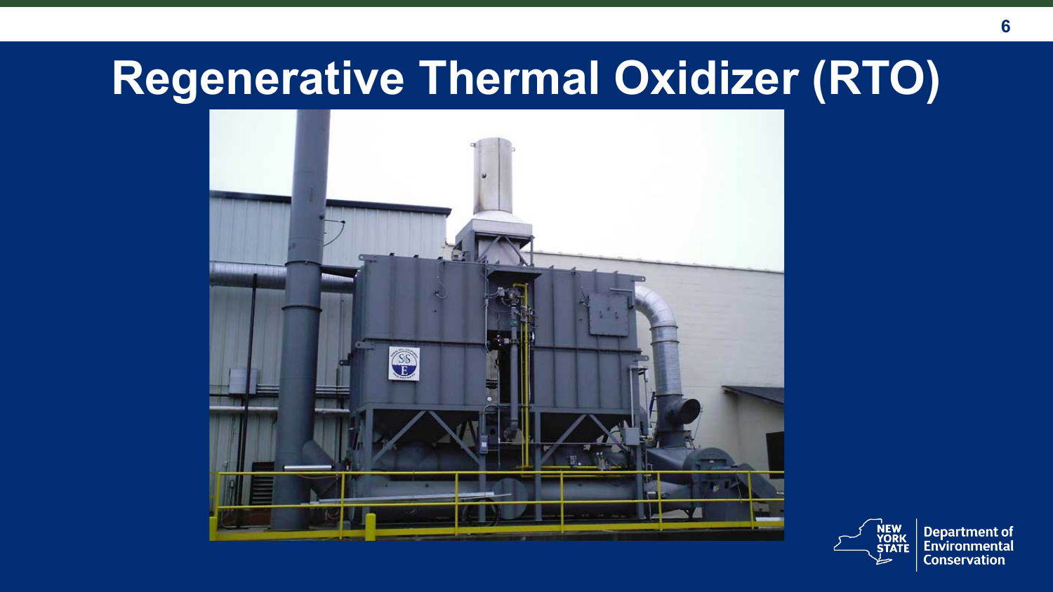# Regenerative Thermal Oxidizer (RTO)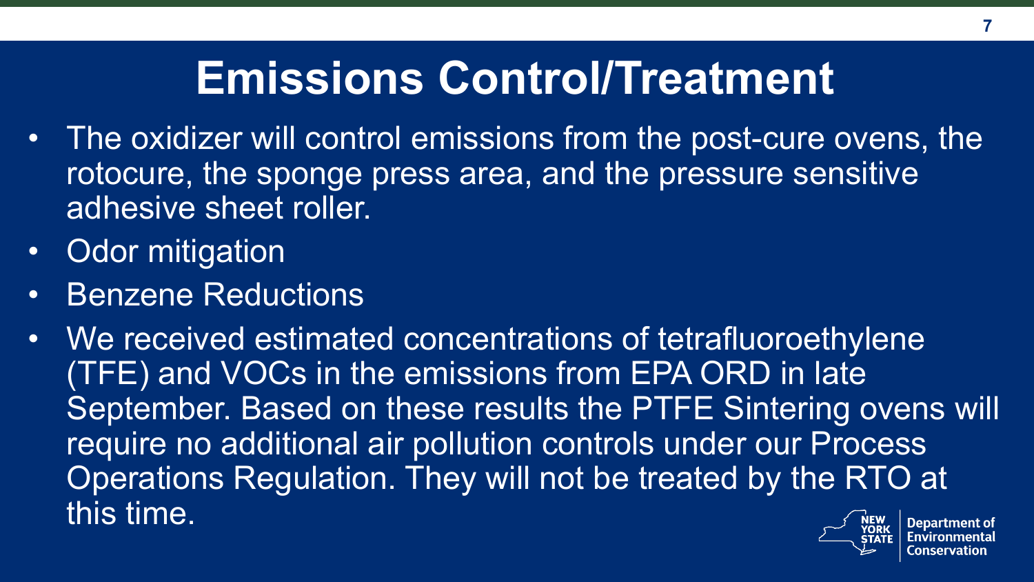# Emissions Control/Treatment

- The oxidizer will control emissions from the post-cure ovens, the rotocure, the sponge press area, and the pressure sensitive adhesive sheet roller.
- Odor mitigation
- Benzene Reductions
- We received estimated concentrations of tetrafluoroethylene (TFE) and VOCs in the emissions from EPA ORD in late September. Based on these results the PTFE Sintering ovens will require no additional air pollution controls under our Process Operations Regulation. They will not be treated by the RTO at this time.

NEW YORK STATE | Department of Environmental Conservation